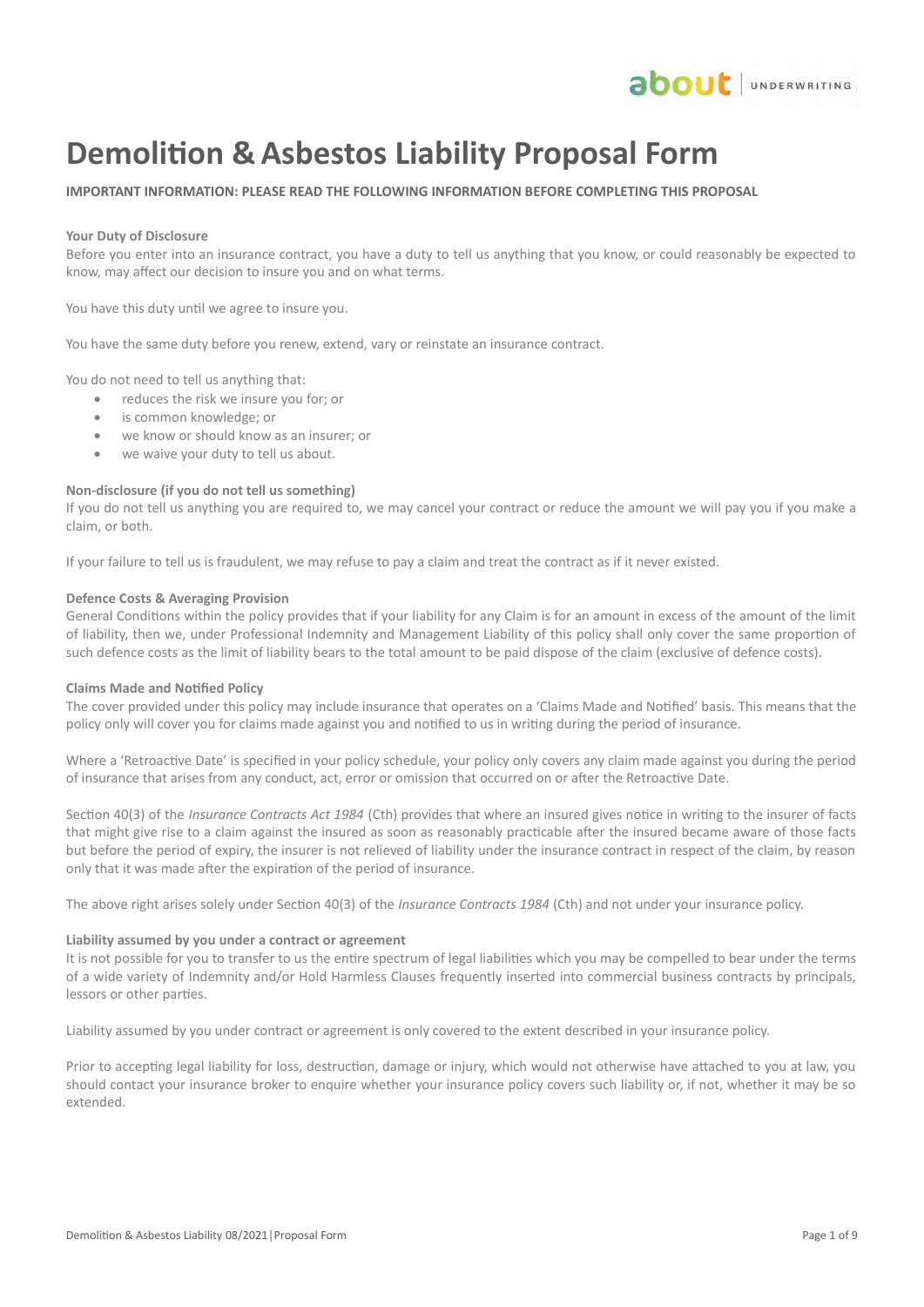# Demolition & Asbestos Liability Proposal Form

**IMPORTANT INFORMATION: PLEASE READ THE FOLLOWING INFORMATION BEFORE COMPLETING THIS PROPOSAL**

**Your Duty of Disclosure**

Before you enter into an insurance contract, you have a duty to tell us anything that you know, or could reasonably be expected to know, may affect our decision to insure you and on what terms.

You have this duty until we agree to insure you.

You have the same duty before you renew, extend, vary or reinstate an insurance contract.

You do not need to tell us anything that:

- reduces the risk we insure you for; or
- is common knowledge; or
- we know or should know as an insurer; or
- we waive your duty to tell us about.

**Non-disclosure (if you do not tell us something)**

If you do not tell us anything you are required to, we may cancel your contract or reduce the amount we will pay you if you make a claim, or both.

If your failure to tell us is fraudulent, we may refuse to pay a claim and treat the contract as if it never existed.

**Defence Costs & Averaging Provision**

General Conditions within the policy provides that if your liability for any Claim is for an amount in excess of the amount of the limit of liability, then we, under Professional Indemnity and Management Liability of this policy shall only cover the same proportion of such defence costs as the limit of liability bears to the total amount to be paid dispose of the claim (exclusive of defence costs).

**Claims Made and Notified Policy**

The cover provided under this policy may include insurance that operates on a 'Claims Made and Notified' basis. This means that the policy only will cover you for claims made against you and notified to us in writing during the period of insurance.

Where a 'Retroactive Date' is specified in your policy schedule, your policy only covers any claim made against you during the period of insurance that arises from any conduct, act, error or omission that occurred on or after the Retroactive Date.

Section 40(3) of the *Insurance Contracts Act 1984* (Cth) provides that where an insured gives notice in writing to the insurer of facts that might give rise to a claim against the insured as soon as reasonably practicable after the insured became aware of those facts but before the period of expiry, the insurer is not relieved of liability under the insurance contract in respect of the claim, by reason only that it was made after the expiration of the period of insurance.

The above right arises solely under Section 40(3) of the *Insurance Contracts 1984* (Cth) and not under your insurance policy.

**Liability assumed by you under a contract or agreement**

It is not possible for you to transfer to us the entire spectrum of legal liabilities which you may be compelled to bear under the terms of a wide variety of Indemnity and/or Hold Harmless Clauses frequently inserted into commercial business contracts by principals, lessors or other parties.

Liability assumed by you under contract or agreement is only covered to the extent described in your insurance policy.

Prior to accepting legal liability for loss, destruction, damage or injury, which would not otherwise have attached to you at law, you should contact your insurance broker to enquire whether your insurance policy covers such liability or, if not, whether it may be so extended.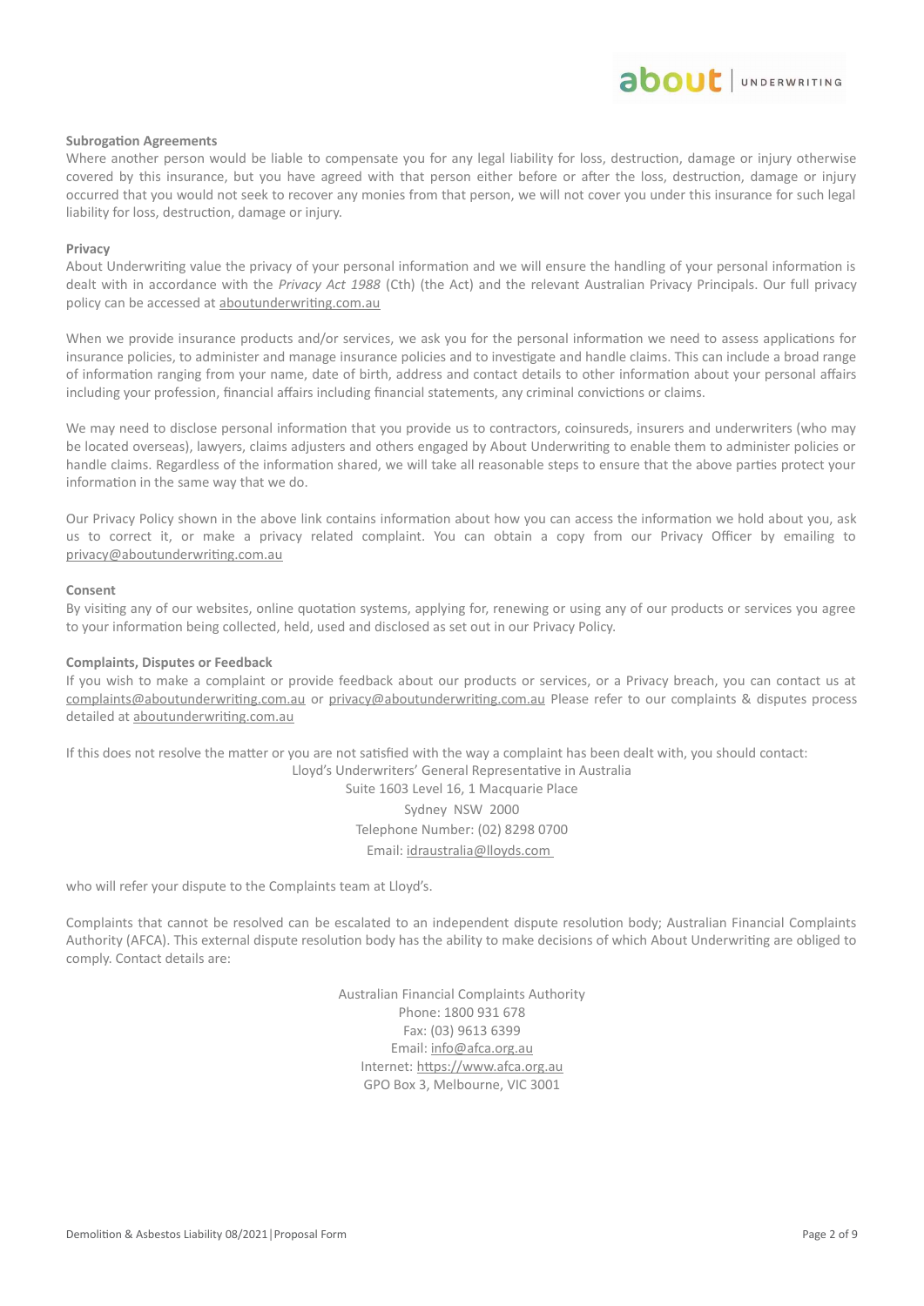**Subrogation Agreements**

Where another person would be liable to compensate you for any legal liability for loss, destruction, damage or injury otherwise covered by this insurance, but you have agreed with that person either before or after the loss, destruction, damage or injury occurred that you would not seek to recover any monies from that person, we will not cover you under this insurance for such legal liability for loss, destruction, damage or injury.

**Privacy**

About Underwriting value the privacy of your personal information and we will ensure the handling of your personal information is dealt with in accordance with the *Privacy Act 1988* (Cth) (the Act) and the relevant Australian Privacy Principals. Our full privacy policy can be accessed at aboutunderwriting.com.au

When we provide insurance products and/or services, we ask you for the personal information we need to assess applications for insurance policies, to administer and manage insurance policies and to investigate and handle claims. This can include a broad range of information ranging from your name, date of birth, address and contact details to other information about your personal affairs including your profession, financial affairs including financial statements, any criminal convictions or claims.

We may need to disclose personal information that you provide us to contractors, coinsureds, insurers and underwriters (who may be located overseas), lawyers, claims adjusters and others engaged by About Underwriting to enable them to administer policies or handle claims. Regardless of the information shared, we will take all reasonable steps to ensure that the above parties protect your information in the same way that we do.

Our Privacy Policy shown in the above link contains information about how you can access the information we hold about you, ask us to correct it, or make a privacy related complaint. You can obtain a copy from our Privacy Officer by emailing to privacy@aboutunderwriting.com.au

**Consent**

By visiting any of our websites, online quotation systems, applying for, renewing or using any of our products or services you agree to your information being collected, held, used and disclosed as set out in our Privacy Policy.

**Complaints, Disputes or Feedback**

If you wish to make a complaint or provide feedback about our products or services, or a Privacy breach, you can contact us at complaints@aboutunderwriting.com.au or privacy@aboutunderwriting.com.au Please refer to our complaints & disputes process detailed at aboutunderwriting.com.au

If this does not resolve the matter or you are not satisfied with the way a complaint has been dealt with, you should contact:

Lloyd's Underwriters' General Representative in Australia
Suite 1603 Level 16, 1 Macquarie Place
Sydney NSW 2000
Telephone Number: (02) 8298 0700
Email: idraustralia@lloyds.com

who will refer your dispute to the Complaints team at Lloyd's.

Complaints that cannot be resolved can be escalated to an independent dispute resolution body; Australian Financial Complaints Authority (AFCA). This external dispute resolution body has the ability to make decisions of which About Underwriting are obliged to comply. Contact details are:

Australian Financial Complaints Authority
Phone: 1800 931 678
Fax: (03) 9613 6399
Email: info@afca.org.au
Internet: https://www.afca.org.au
GPO Box 3, Melbourne, VIC 3001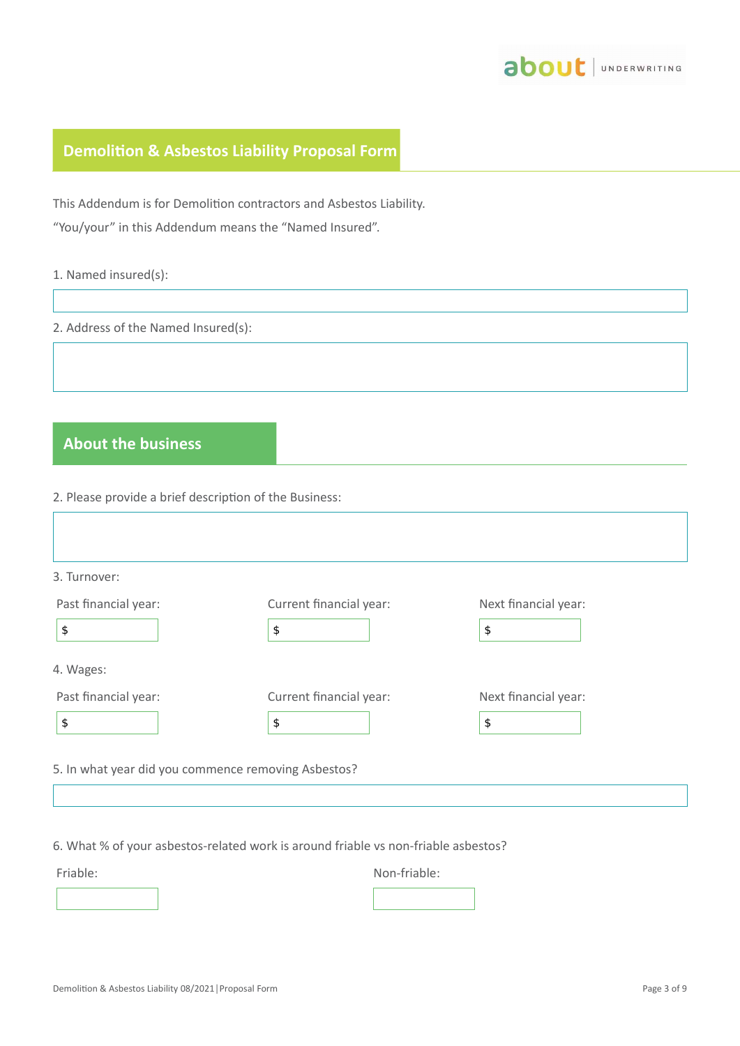## Demolition & Asbestos Liability Proposal Form

This Addendum is for Demolition contractors and Asbestos Liability.

“You/your” in this Addendum means the “Named Insured”.

1. Named insured(s):

2. Address of the Named Insured(s):

## About the business

2. Please provide a brief description of the Business:

3. Turnover:

| Past financial year: | Current financial year: | Next financial year: |
|---|---|---|
| $ | $ | $ |

4. Wages:

| Past financial year: | Current financial year: | Next financial year: |
|---|---|---|
| $ | $ | $ |

5. In what year did you commence removing Asbestos?

6. What % of your asbestos-related work is around friable vs non-friable asbestos?

| Friable: | Non-friable: |
|---|---|
| | |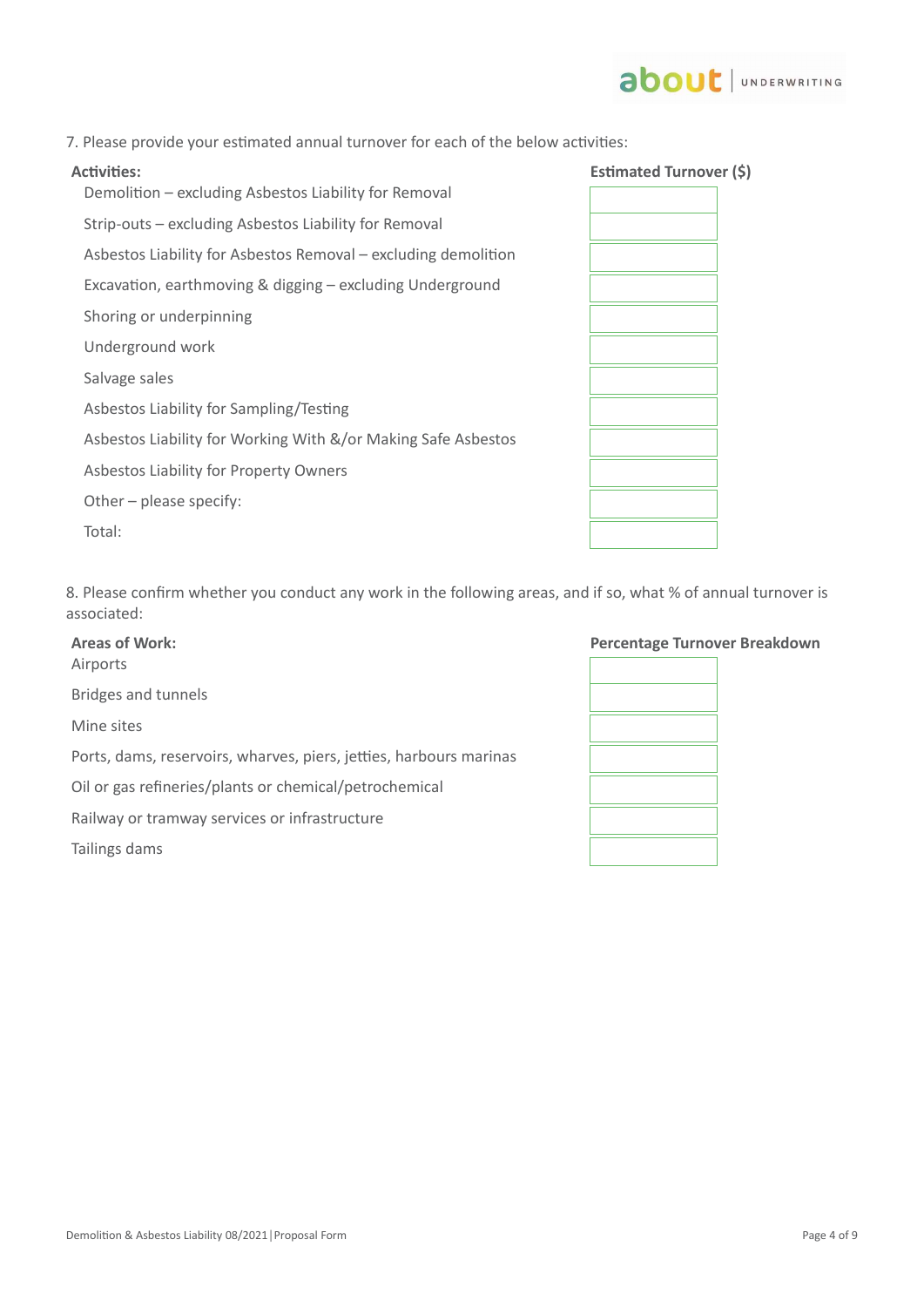7. Please provide your estimated annual turnover for each of the below activities:

| Activities: | Estimated Turnover ($) |
| --- | --- |
| Demolition – excluding Asbestos Liability for Removal | |
| Strip-outs – excluding Asbestos Liability for Removal | |
| Asbestos Liability for Asbestos Removal – excluding demolition | |
| Excavation, earthmoving & digging – excluding Underground | |
| Shoring or underpinning | |
| Underground work | |
| Salvage sales | |
| Asbestos Liability for Sampling/Testing | |
| Asbestos Liability for Working With &/or Making Safe Asbestos | |
| Asbestos Liability for Property Owners | |
| Other – please specify: | |
| Total: | |

8. Please confirm whether you conduct any work in the following areas, and if so, what % of annual turnover is associated:

| Areas of Work: | Percentage Turnover Breakdown |
| --- | --- |
| Airports | |
| Bridges and tunnels | |
| Mine sites | |
| Ports, dams, reservoirs, wharves, piers, jetties, harbours marinas | |
| Oil or gas refineries/plants or chemical/petrochemical | |
| Railway or tramway services or infrastructure | |
| Tailings dams | |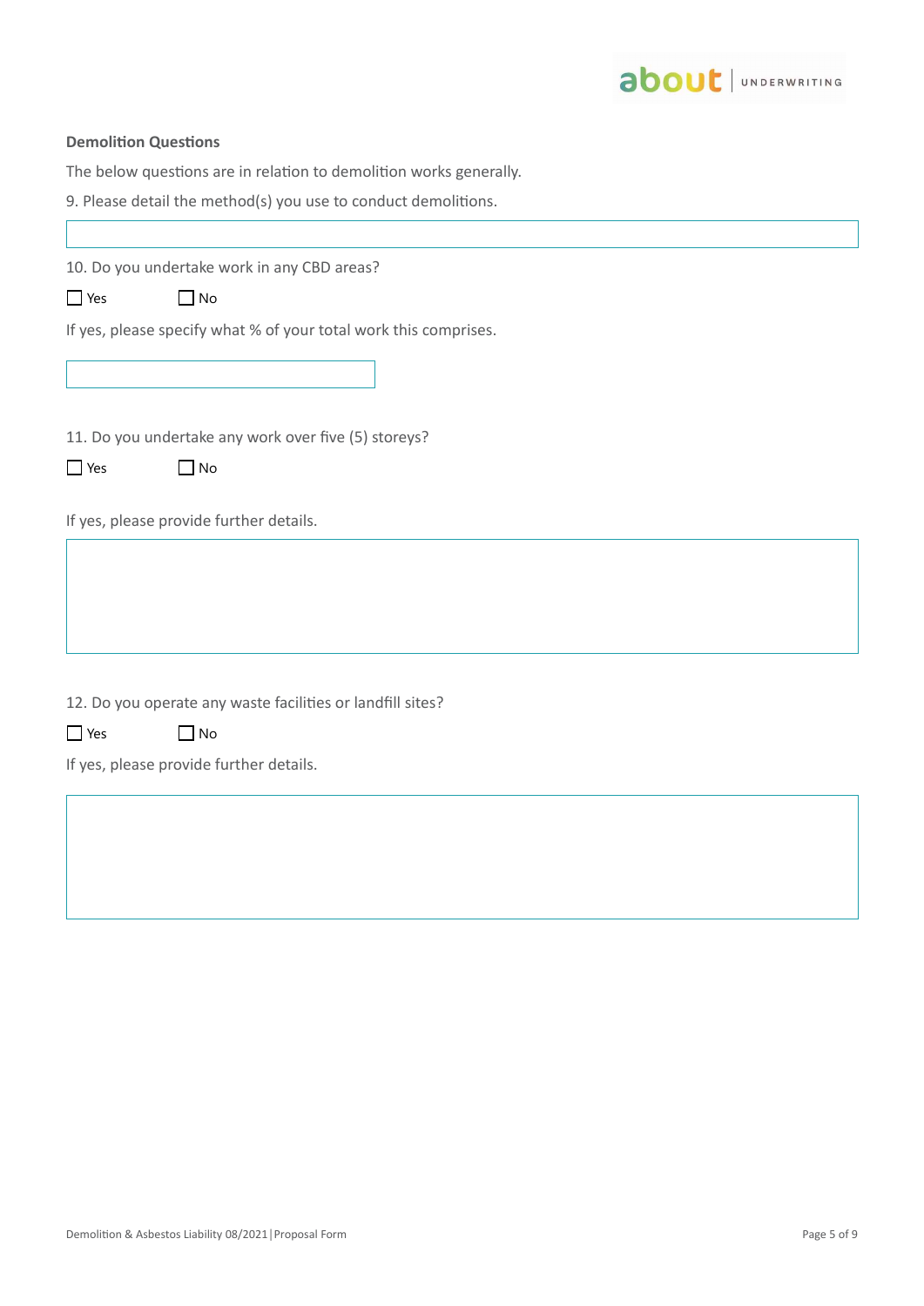**Demolition Questions**

The below questions are in relation to demolition works generally.

9. Please detail the method(s) you use to conduct demolitions.

10. Do you undertake work in any CBD areas?

☐ Yes ☐ No

If yes, please specify what % of your total work this comprises.

11. Do you undertake any work over five (5) storeys?

☐ Yes ☐ No

If yes, please provide further details.

12. Do you operate any waste facilities or landfill sites?

☐ Yes ☐ No

If yes, please provide further details.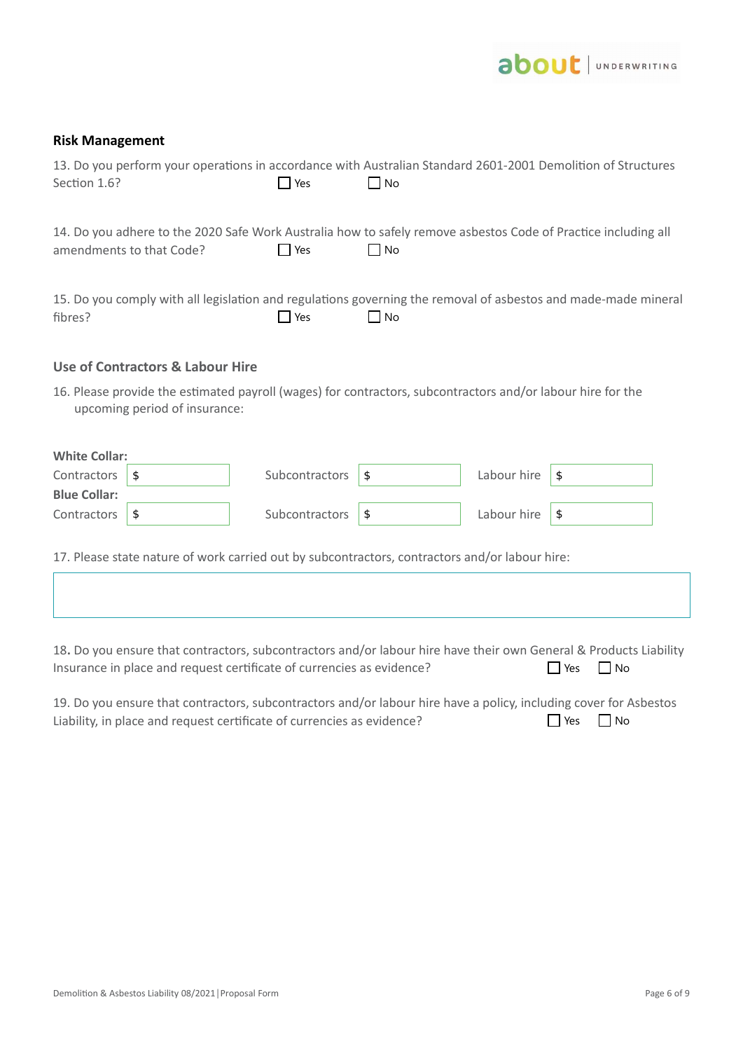## Risk Management

13. Do you perform your operations in accordance with Australian Standard 2601-2001 Demolition of Structures Section 1.6? ☐ Yes ☐ No

14. Do you adhere to the 2020 Safe Work Australia how to safely remove asbestos Code of Practice including all amendments to that Code? ☐ Yes ☐ No

15. Do you comply with all legislation and regulations governing the removal of asbestos and made-made mineral fibres? ☐ Yes ☐ No

### Use of Contractors & Labour Hire

16. Please provide the estimated payroll (wages) for contractors, subcontractors and/or labour hire for the upcoming period of insurance:

**White Collar:**

| Contractors | $ | Subcontractors | $ | Labour hire | $ |
|---|---|---|---|---|---|

**Blue Collar:**

| Contractors | $ | Subcontractors | $ | Labour hire | $ |
|---|---|---|---|---|---|

17. Please state nature of work carried out by subcontractors, contractors and/or labour hire:

18. Do you ensure that contractors, subcontractors and/or labour hire have their own General & Products Liability Insurance in place and request certificate of currencies as evidence? ☐ Yes ☐ No

19. Do you ensure that contractors, subcontractors and/or labour hire have a policy, including cover for Asbestos Liability, in place and request certificate of currencies as evidence? ☐ Yes ☐ No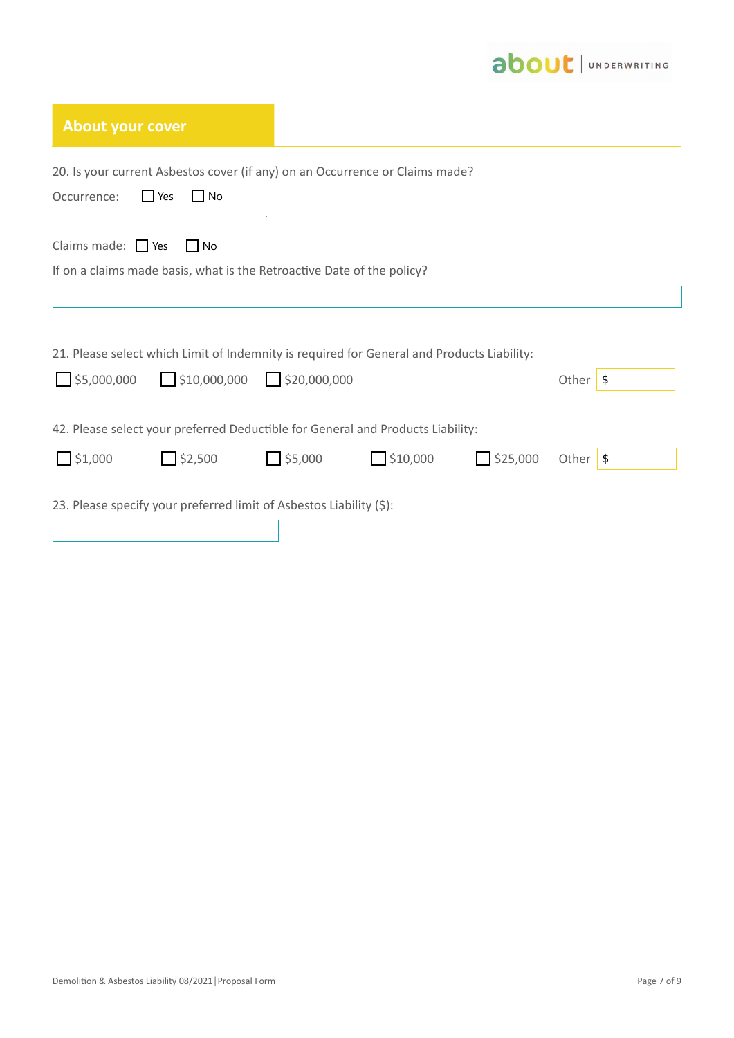## About your cover

20. Is your current Asbestos cover (if any) on an Occurrence or Claims made?

Occurrence: ☐ Yes ☐ No

Claims made: ☐ Yes ☐ No

If on a claims made basis, what is the Retroactive Date of the policy?

\_\_\_\_\_\_\_\_\_\_\_\_\_\_\_\_\_\_\_\_

21. Please select which Limit of Indemnity is required for General and Products Liability:

☐ $5,000,000 ☐ $10,000,000 ☐ $20,000,000 Other $ \_\_\_\_\_\_\_\_\_\_

42. Please select your preferred Deductible for General and Products Liability:

☐ $1,000 ☐ $2,500 ☐ $5,000 ☐ $10,000 ☐ $25,000 Other $ \_\_\_\_\_\_\_\_\_\_

23. Please specify your preferred limit of Asbestos Liability ($):

\_\_\_\_\_\_\_\_\_\_\_\_\_\_\_\_\_\_\_\_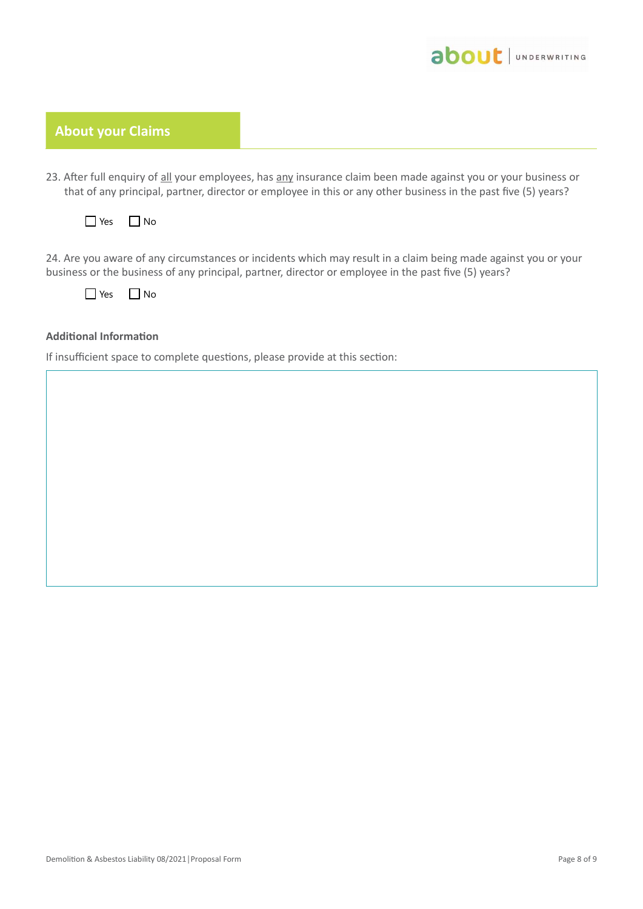## About your Claims

23. After full enquiry of <u>all</u> your employees, has <u>any</u> insurance claim been made against you or your business or that of any principal, partner, director or employee in this or any other business in the past five (5) years?

☐ Yes ☐ No

24. Are you aware of any circumstances or incidents which may result in a claim being made against you or your business or the business of any principal, partner, director or employee in the past five (5) years?

☐ Yes ☐ No

**Additional Information**

If insufficient space to complete questions, please provide at this section: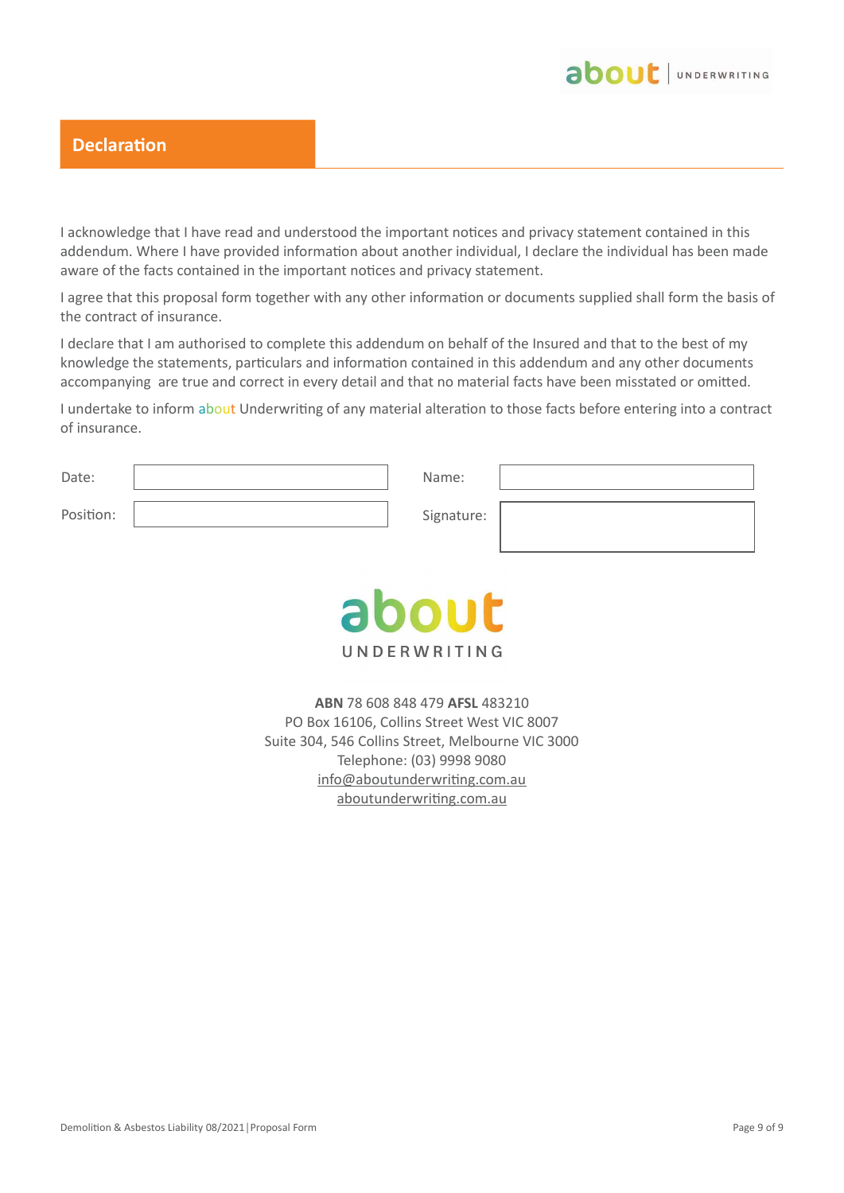## Declaration

I acknowledge that I have read and understood the important notices and privacy statement contained in this addendum. Where I have provided information about another individual, I declare the individual has been made aware of the facts contained in the important notices and privacy statement.

I agree that this proposal form together with any other information or documents supplied shall form the basis of the contract of insurance.

I declare that I am authorised to complete this addendum on behalf of the Insured and that to the best of my knowledge the statements, particulars and information contained in this addendum and any other documents accompanying are true and correct in every detail and that no material facts have been misstated or omitted.

I undertake to inform about Underwriting of any material alteration to those facts before entering into a contract of insurance.

| | | | |
|---|---|---|---|
| Date: | | Name: | |
| Position: | | Signature: | |

about UNDERWRITING

**ABN** 78 608 848 479 **AFSL** 483210
PO Box 16106, Collins Street West VIC 8007
Suite 304, 546 Collins Street, Melbourne VIC 3000
Telephone: (03) 9998 9080
info@aboutunderwriting.com.au
aboutunderwriting.com.au